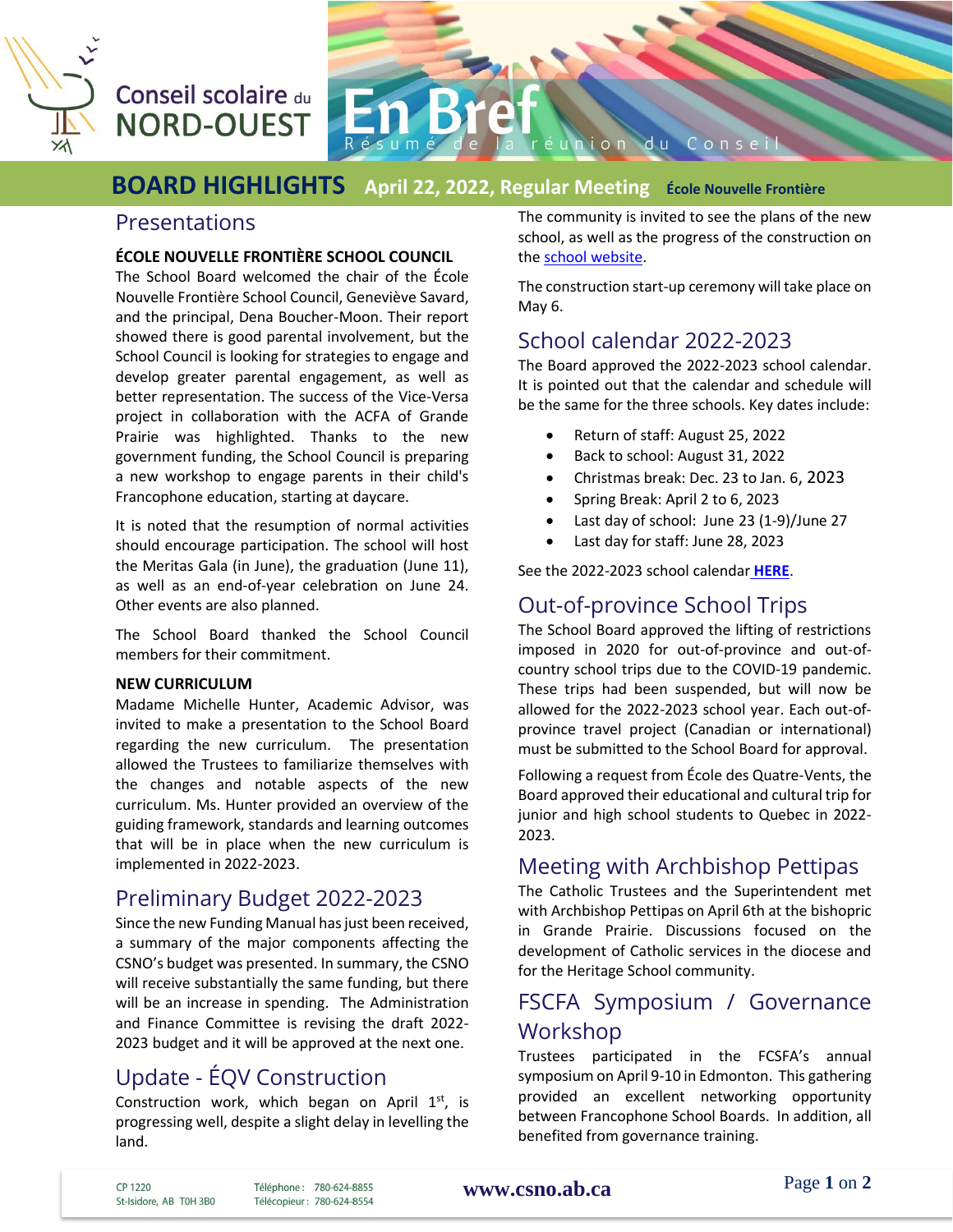Conseil scolaire du NORD-OUEST

# En Bref

Résumé de la réunion du Conseil

## BOARD HIGHLIGHTS April 22, 2022, Regular Meeting École Nouvelle Frontière

## Presentations

**ÉCOLE NOUVELLE FRONTIÈRE SCHOOL COUNCIL**

The School Board welcomed the chair of the École Nouvelle Frontière School Council, Geneviève Savard, and the principal, Dena Boucher-Moon. Their report showed there is good parental involvement, but the School Council is looking for strategies to engage and develop greater parental engagement, as well as better representation. The success of the Vice-Versa project in collaboration with the ACFA of Grande Prairie was highlighted. Thanks to the new government funding, the School Council is preparing a new workshop to engage parents in their child's Francophone education, starting at daycare.

It is noted that the resumption of normal activities should encourage participation. The school will host the Meritas Gala (in June), the graduation (June 11), as well as an end-of-year celebration on June 24. Other events are also planned.

The School Board thanked the School Council members for their commitment.

**NEW CURRICULUM**

Madame Michelle Hunter, Academic Advisor, was invited to make a presentation to the School Board regarding the new curriculum. The presentation allowed the Trustees to familiarize themselves with the changes and notable aspects of the new curriculum. Ms. Hunter provided an overview of the guiding framework, standards and learning outcomes that will be in place when the new curriculum is implemented in 2022-2023.

## Preliminary Budget 2022-2023

Since the new Funding Manual has just been received, a summary of the major components affecting the CSNO's budget was presented. In summary, the CSNO will receive substantially the same funding, but there will be an increase in spending. The Administration and Finance Committee is revising the draft 2022-2023 budget and it will be approved at the next one.

## Update - ÉQV Construction

Construction work, which began on April 1st, is progressing well, despite a slight delay in levelling the land.

The community is invited to see the plans of the new school, as well as the progress of the construction on the school website.

The construction start-up ceremony will take place on May 6.

## School calendar 2022-2023

The Board approved the 2022-2023 school calendar. It is pointed out that the calendar and schedule will be the same for the three schools. Key dates include:

- Return of staff: August 25, 2022
- Back to school: August 31, 2022
- Christmas break: Dec. 23 to Jan. 6, 2023
- Spring Break: April 2 to 6, 2023
- Last day of school: June 23 (1-9)/June 27
- Last day for staff: June 28, 2023

See the 2022-2023 school calendar **HERE**.

## Out-of-province School Trips

The School Board approved the lifting of restrictions imposed in 2020 for out-of-province and out-of-country school trips due to the COVID-19 pandemic. These trips had been suspended, but will now be allowed for the 2022-2023 school year. Each out-of-province travel project (Canadian or international) must be submitted to the School Board for approval.

Following a request from École des Quatre-Vents, the Board approved their educational and cultural trip for junior and high school students to Quebec in 2022-2023.

## Meeting with Archbishop Pettipas

The Catholic Trustees and the Superintendent met with Archbishop Pettipas on April 6th at the bishopric in Grande Prairie. Discussions focused on the development of Catholic services in the diocese and for the Heritage School community.

## FSCFA Symposium / Governance Workshop

Trustees participated in the FCSFA's annual symposium on April 9-10 in Edmonton. This gathering provided an excellent networking opportunity between Francophone School Boards. In addition, all benefited from governance training.

CP 1220
St-Isidore, AB T0H 3B0

Téléphone : 780-624-8855
Télécopieur : 780-624-8554

www.csno.ab.ca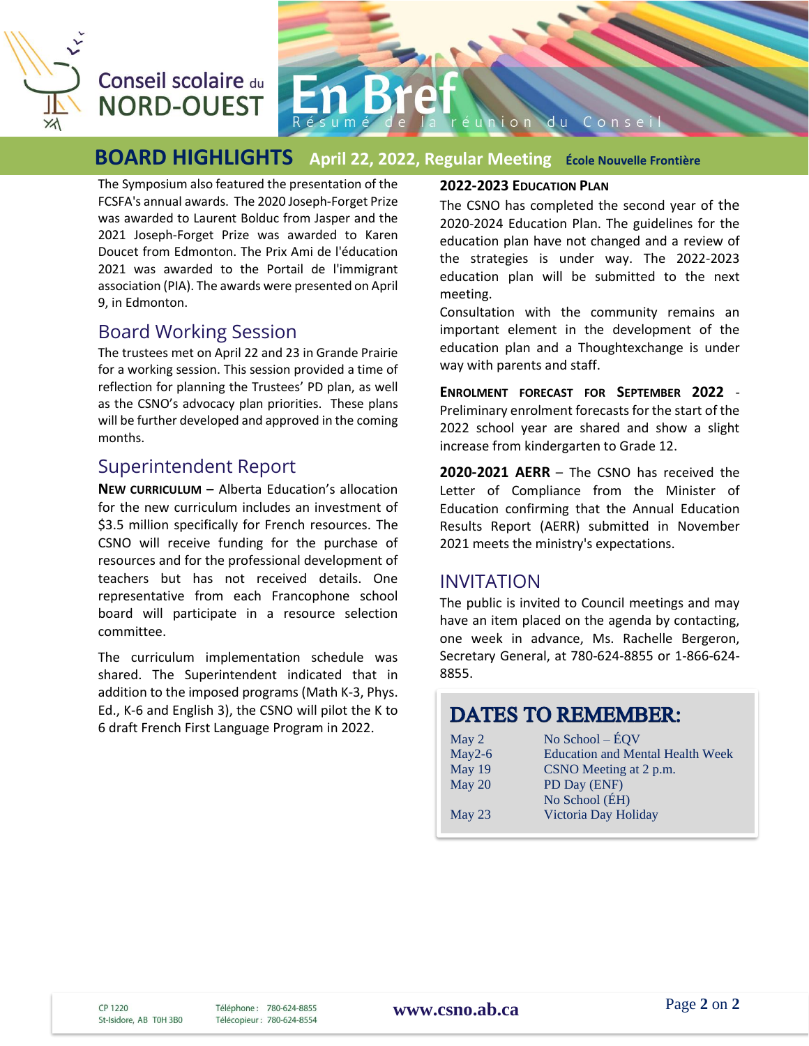# BOARD HIGHLIGHTS April 22, 2022, Regular Meeting École Nouvelle Frontière

The Symposium also featured the presentation of the FCSFA's annual awards. The 2020 Joseph-Forget Prize was awarded to Laurent Bolduc from Jasper and the 2021 Joseph-Forget Prize was awarded to Karen Doucet from Edmonton. The Prix Ami de l'éducation 2021 was awarded to the Portail de l'immigrant association (PIA). The awards were presented on April 9, in Edmonton.

## Board Working Session

The trustees met on April 22 and 23 in Grande Prairie for a working session. This session provided a time of reflection for planning the Trustees' PD plan, as well as the CSNO's advocacy plan priorities. These plans will be further developed and approved in the coming months.

## Superintendent Report

**NEW CURRICULUM –** Alberta Education's allocation for the new curriculum includes an investment of $3.5 million specifically for French resources. The CSNO will receive funding for the purchase of resources and for the professional development of teachers but has not received details. One representative from each Francophone school board will participate in a resource selection committee.

The curriculum implementation schedule was shared. The Superintendent indicated that in addition to the imposed programs (Math K-3, Phys. Ed., K-6 and English 3), the CSNO will pilot the K to 6 draft French First Language Program in 2022.

**2022-2023 EDUCATION PLAN**

The CSNO has completed the second year of the 2020-2024 Education Plan. The guidelines for the education plan have not changed and a review of the strategies is under way. The 2022-2023 education plan will be submitted to the next meeting.

Consultation with the community remains an important element in the development of the education plan and a Thoughtexchange is under way with parents and staff.

**ENROLMENT FORECAST FOR SEPTEMBER 2022** - Preliminary enrolment forecasts for the start of the 2022 school year are shared and show a slight increase from kindergarten to Grade 12.

**2020-2021 AERR** – The CSNO has received the Letter of Compliance from the Minister of Education confirming that the Annual Education Results Report (AERR) submitted in November 2021 meets the ministry's expectations.

## INVITATION

The public is invited to Council meetings and may have an item placed on the agenda by contacting, one week in advance, Ms. Rachelle Bergeron, Secretary General, at 780-624-8855 or 1-866-624-8855.

## DATES TO REMEMBER:

| | |
|---|---|
| May 2 | No School – ÉQV |
| May2-6 | Education and Mental Health Week |
| May 19 | CSNO Meeting at 2 p.m. |
| May 20 | PD Day (ENF)<br>No School (ÉH) |
| May 23 | Victoria Day Holiday |

CP 1220
St-Isidore, AB T0H 3B0

Téléphone : 780-624-8855
Télécopieur : 780-624-8554

www.csno.ab.ca